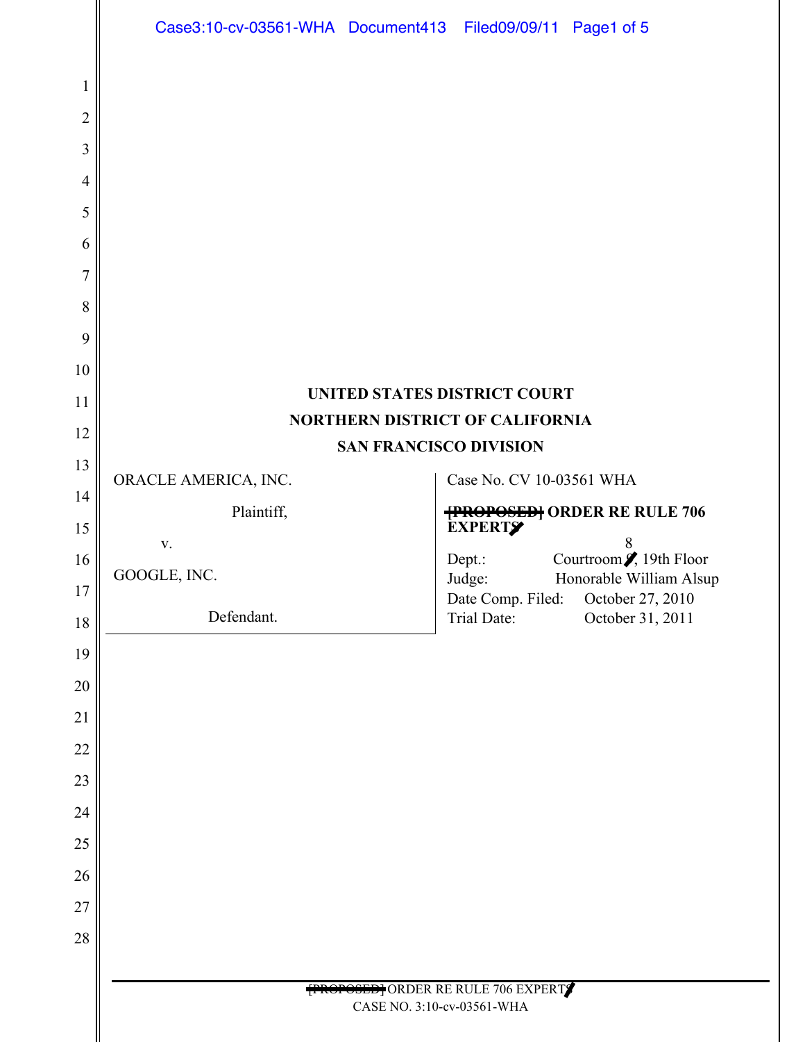**UNITED STATES DISTRICT COURT**
**NORTHERN DISTRICT OF CALIFORNIA**
**SAN FRANCISCO DIVISION**

| | |
|---|---|
| ORACLE AMERICA, INC.<br><br>Plaintiff,<br><br>v.<br><br>GOOGLE, INC.<br><br>Defendant. | Case No. CV 10-03561 WHA<br><br>~~[PROPOSED]~~ **ORDER RE RULE 706 EXPERT~~S~~**<br><br>Dept.: Courtroom ~~9~~ 8, 19th Floor<br>Judge: Honorable William Alsup<br>Date Comp. Filed: October 27, 2010<br>Trial Date: October 31, 2011 |

~~[PROPOSED]~~ ORDER RE RULE 706 EXPERT~~S~~
CASE NO. 3:10-cv-03561-WHA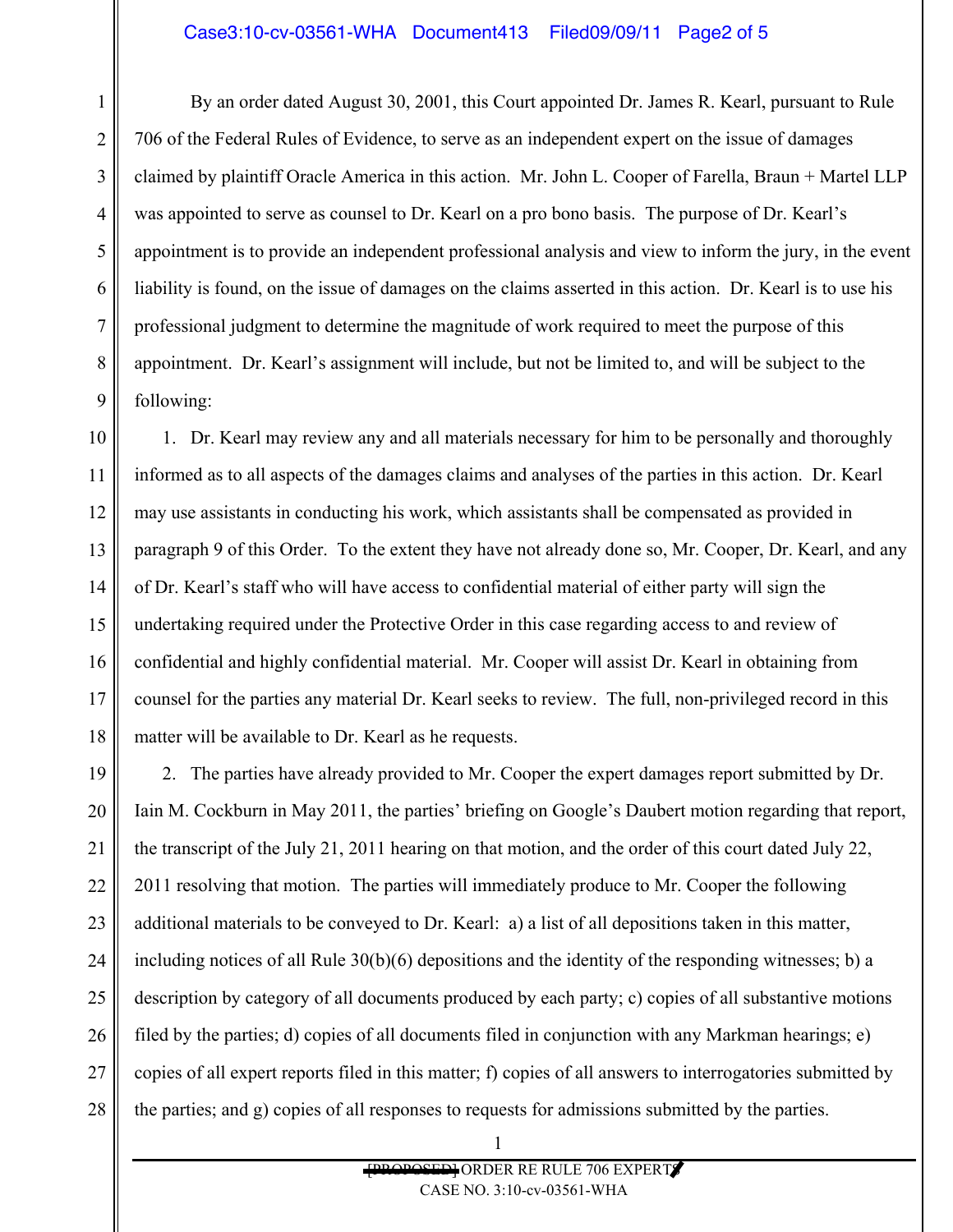By an order dated August 30, 2001, this Court appointed Dr. James R. Kearl, pursuant to Rule 706 of the Federal Rules of Evidence, to serve as an independent expert on the issue of damages claimed by plaintiff Oracle America in this action. Mr. John L. Cooper of Farella, Braun + Martel LLP was appointed to serve as counsel to Dr. Kearl on a pro bono basis. The purpose of Dr. Kearl's appointment is to provide an independent professional analysis and view to inform the jury, in the event liability is found, on the issue of damages on the claims asserted in this action. Dr. Kearl is to use his professional judgment to determine the magnitude of work required to meet the purpose of this appointment. Dr. Kearl's assignment will include, but not be limited to, and will be subject to the following:

1. Dr. Kearl may review any and all materials necessary for him to be personally and thoroughly informed as to all aspects of the damages claims and analyses of the parties in this action. Dr. Kearl may use assistants in conducting his work, which assistants shall be compensated as provided in paragraph 9 of this Order. To the extent they have not already done so, Mr. Cooper, Dr. Kearl, and any of Dr. Kearl's staff who will have access to confidential material of either party will sign the undertaking required under the Protective Order in this case regarding access to and review of confidential and highly confidential material. Mr. Cooper will assist Dr. Kearl in obtaining from counsel for the parties any material Dr. Kearl seeks to review. The full, non-privileged record in this matter will be available to Dr. Kearl as he requests.

2. The parties have already provided to Mr. Cooper the expert damages report submitted by Dr. Iain M. Cockburn in May 2011, the parties' briefing on Google's Daubert motion regarding that report, the transcript of the July 21, 2011 hearing on that motion, and the order of this court dated July 22, 2011 resolving that motion. The parties will immediately produce to Mr. Cooper the following additional materials to be conveyed to Dr. Kearl: a) a list of all depositions taken in this matter, including notices of all Rule 30(b)(6) depositions and the identity of the responding witnesses; b) a description by category of all documents produced by each party; c) copies of all substantive motions filed by the parties; d) copies of all documents filed in conjunction with any Markman hearings; e) copies of all expert reports filed in this matter; f) copies of all answers to interrogatories submitted by the parties; and g) copies of all responses to requests for admissions submitted by the parties.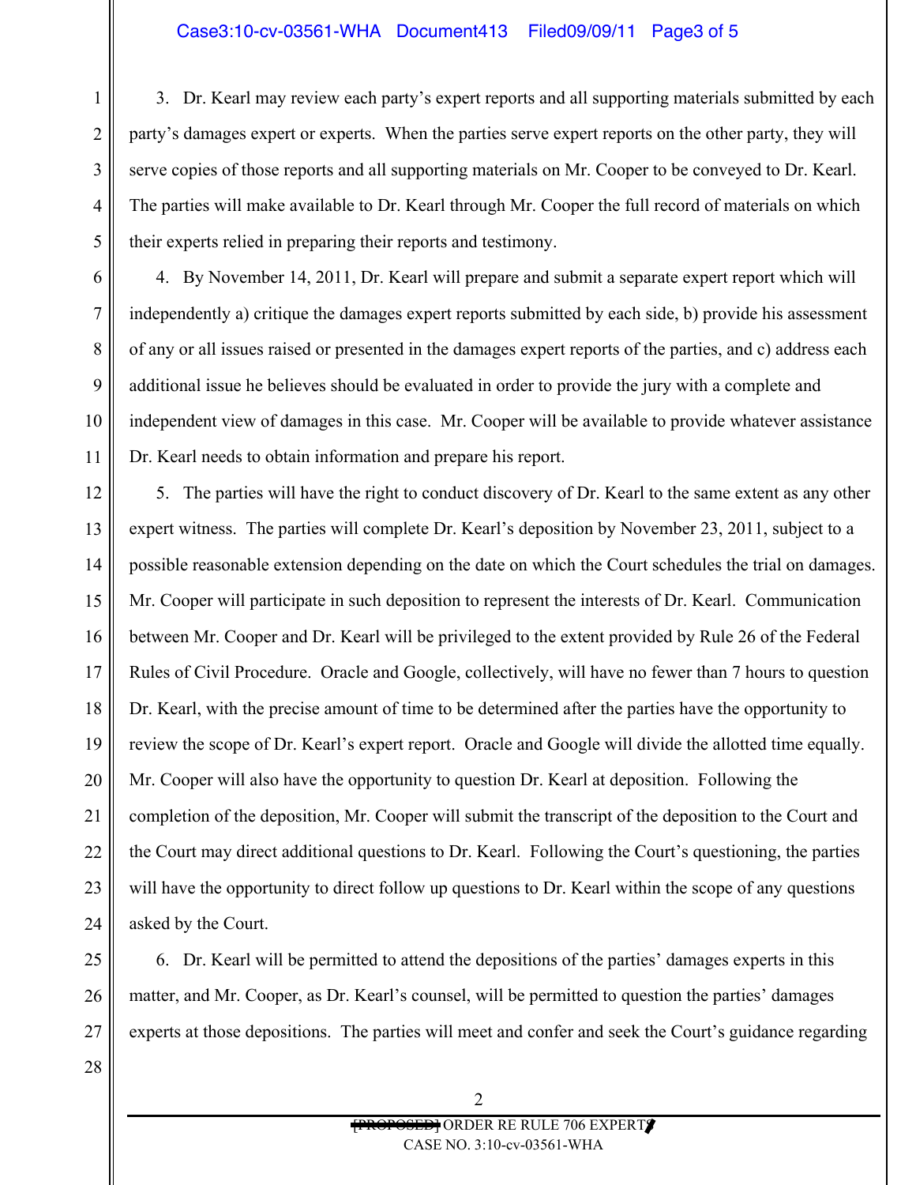3. Dr. Kearl may review each party's expert reports and all supporting materials submitted by each party's damages expert or experts. When the parties serve expert reports on the other party, they will serve copies of those reports and all supporting materials on Mr. Cooper to be conveyed to Dr. Kearl. The parties will make available to Dr. Kearl through Mr. Cooper the full record of materials on which their experts relied in preparing their reports and testimony.

4. By November 14, 2011, Dr. Kearl will prepare and submit a separate expert report which will independently a) critique the damages expert reports submitted by each side, b) provide his assessment of any or all issues raised or presented in the damages expert reports of the parties, and c) address each additional issue he believes should be evaluated in order to provide the jury with a complete and independent view of damages in this case. Mr. Cooper will be available to provide whatever assistance Dr. Kearl needs to obtain information and prepare his report.

5. The parties will have the right to conduct discovery of Dr. Kearl to the same extent as any other expert witness. The parties will complete Dr. Kearl's deposition by November 23, 2011, subject to a possible reasonable extension depending on the date on which the Court schedules the trial on damages. Mr. Cooper will participate in such deposition to represent the interests of Dr. Kearl. Communication between Mr. Cooper and Dr. Kearl will be privileged to the extent provided by Rule 26 of the Federal Rules of Civil Procedure. Oracle and Google, collectively, will have no fewer than 7 hours to question Dr. Kearl, with the precise amount of time to be determined after the parties have the opportunity to review the scope of Dr. Kearl's expert report. Oracle and Google will divide the allotted time equally. Mr. Cooper will also have the opportunity to question Dr. Kearl at deposition. Following the completion of the deposition, Mr. Cooper will submit the transcript of the deposition to the Court and the Court may direct additional questions to Dr. Kearl. Following the Court's questioning, the parties will have the opportunity to direct follow up questions to Dr. Kearl within the scope of any questions asked by the Court.

6. Dr. Kearl will be permitted to attend the depositions of the parties' damages experts in this matter, and Mr. Cooper, as Dr. Kearl's counsel, will be permitted to question the parties' damages experts at those depositions. The parties will meet and confer and seek the Court's guidance regarding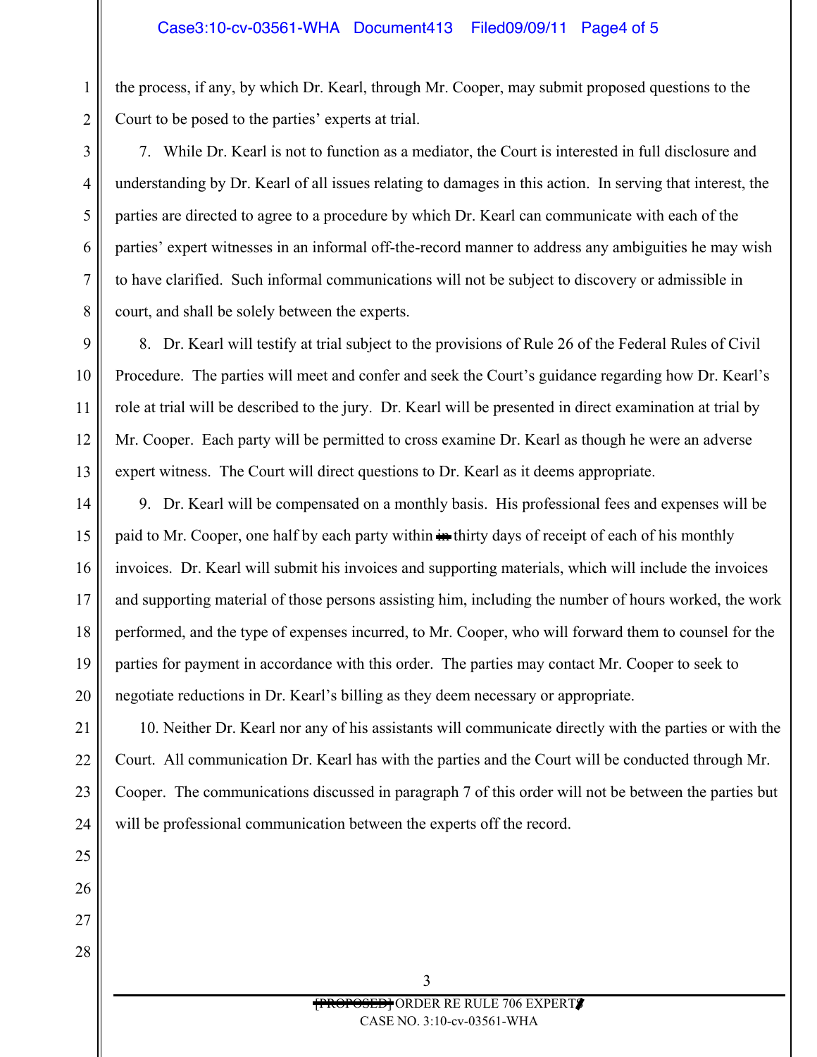the process, if any, by which Dr. Kearl, through Mr. Cooper, may submit proposed questions to the Court to be posed to the parties' experts at trial.

7. While Dr. Kearl is not to function as a mediator, the Court is interested in full disclosure and understanding by Dr. Kearl of all issues relating to damages in this action. In serving that interest, the parties are directed to agree to a procedure by which Dr. Kearl can communicate with each of the parties' expert witnesses in an informal off-the-record manner to address any ambiguities he may wish to have clarified. Such informal communications will not be subject to discovery or admissible in court, and shall be solely between the experts.

8. Dr. Kearl will testify at trial subject to the provisions of Rule 26 of the Federal Rules of Civil Procedure. The parties will meet and confer and seek the Court's guidance regarding how Dr. Kearl's role at trial will be described to the jury. Dr. Kearl will be presented in direct examination at trial by Mr. Cooper. Each party will be permitted to cross examine Dr. Kearl as though he were an adverse expert witness. The Court will direct questions to Dr. Kearl as it deems appropriate.

9. Dr. Kearl will be compensated on a monthly basis. His professional fees and expenses will be paid to Mr. Cooper, one half by each party within ~~in~~ thirty days of receipt of each of his monthly invoices. Dr. Kearl will submit his invoices and supporting materials, which will include the invoices and supporting material of those persons assisting him, including the number of hours worked, the work performed, and the type of expenses incurred, to Mr. Cooper, who will forward them to counsel for the parties for payment in accordance with this order. The parties may contact Mr. Cooper to seek to negotiate reductions in Dr. Kearl's billing as they deem necessary or appropriate.

10. Neither Dr. Kearl nor any of his assistants will communicate directly with the parties or with the Court. All communication Dr. Kearl has with the parties and the Court will be conducted through Mr. Cooper. The communications discussed in paragraph 7 of this order will not be between the parties but will be professional communication between the experts off the record.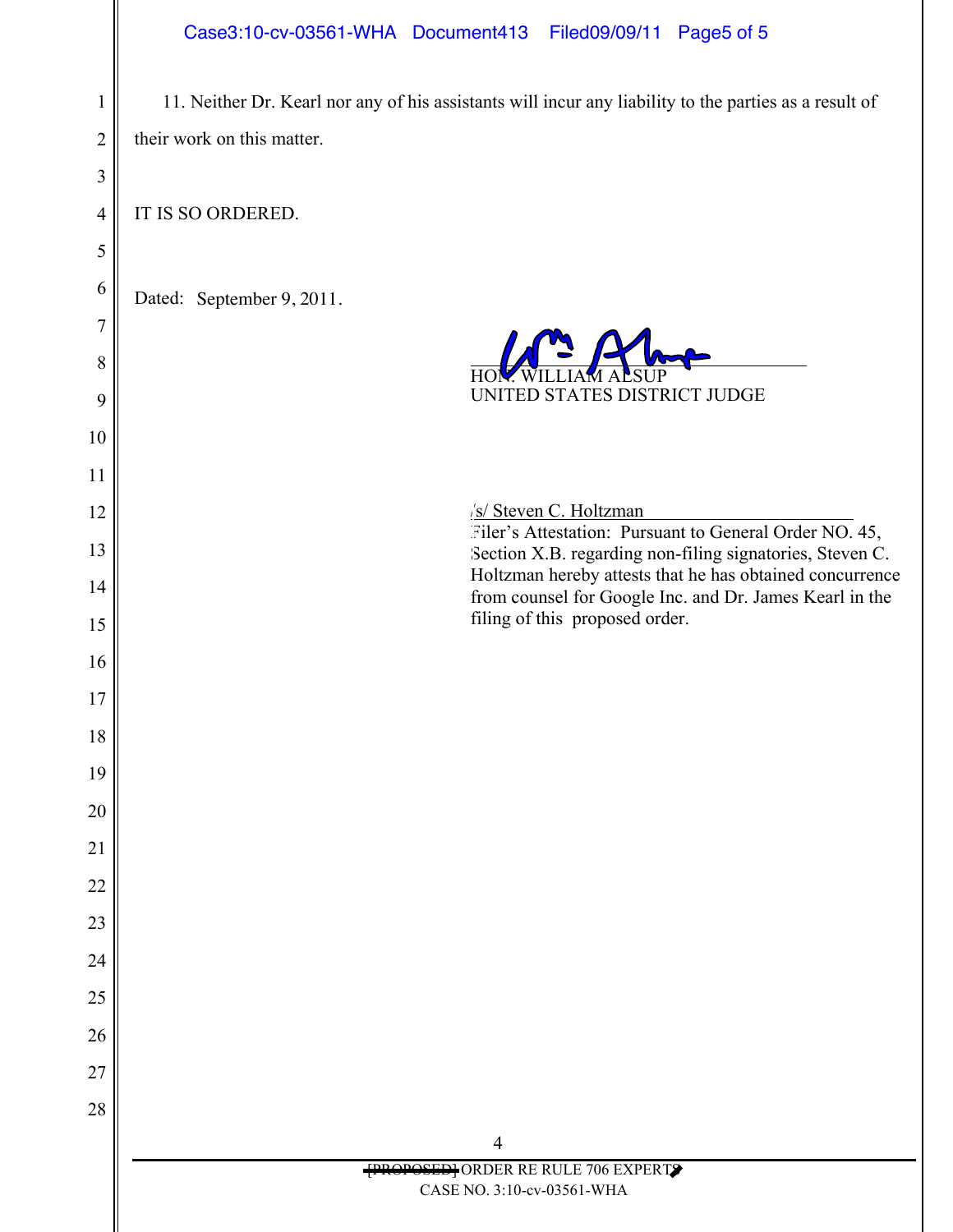11. Neither Dr. Kearl nor any of his assistants will incur any liability to the parties as a result of their work on this matter.

IT IS SO ORDERED.

Dated: September 9, 2011.

HON. WILLIAM ALSUP
UNITED STATES DISTRICT JUDGE

/s/ Steven C. Holtzman
Filer's Attestation: Pursuant to General Order NO. 45, Section X.B. regarding non-filing signatories, Steven C. Holtzman hereby attests that he has obtained concurrence from counsel for Google Inc. and Dr. James Kearl in the filing of this proposed order.

~~[PROPOSED]~~ ORDER RE RULE 706 EXPERTS
CASE NO. 3:10-cv-03561-WHA